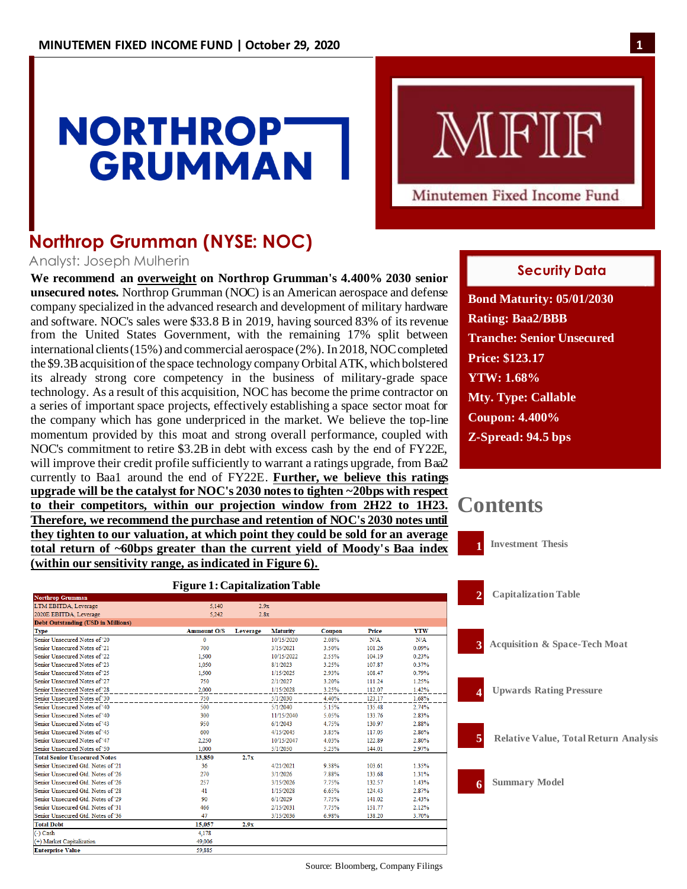# Northrop Grumman (NYSE: NOC)

Analyst: Joseph Mulherin

**We recommend an overweight on Northrop Grumman's 4.400% 2030 senior unsecured notes.** Northrop Grumman (NOC) is an American aerospace and defense company specialized in the advanced research and development of military hardware and software. NOC's sales were $33.8 B in 2019, having sourced 83% of its revenue from the United States Government, with the remaining 17% split between international clients (15%) and commercial aerospace (2%). In 2018, NOC completed the $9.3B acquisition of the space technology company Orbital ATK, which bolstered its already strong core competency in the business of military-grade space technology. As a result of this acquisition, NOC has become the prime contractor on a series of important space projects, effectively establishing a space sector moat for the company which has gone underpriced in the market. We believe the top-line momentum provided by this moat and strong overall performance, coupled with NOC's commitment to retire $3.2B in debt with excess cash by the end of FY22E, will improve their credit profile sufficiently to warrant a ratings upgrade, from Baa2 currently to Baa1 around the end of FY22E. **Further, we believe this ratings upgrade will be the catalyst for NOC's 2030 notes to tighten ~20bps with respect to their competitors, within our projection window from 2H22 to 1H23. Therefore, we recommend the purchase and retention of NOC's 2030 notes until they tighten to our valuation, at which point they could be sold for an average total return of ~60bps greater than the current yield of Moody's Baa index (within our sensitivity range, as indicated in Figure 6).**

## Security Data

**Bond Maturity: 05/01/2030**
**Rating: Baa2/BBB**
**Tranche: Senior Unsecured**
**Price: $123.17**
**YTW: 1.68%**
**Mty. Type: Callable**
**Coupon: 4.400%**
**Z-Spread: 94.5 bps**

## Contents

1. Investment Thesis
2. Capitalization Table
3. Acquisition & Space-Tech Moat
4. Upwards Rating Pressure
5. Relative Value, Total Return Analysis
6. Summary Model

**Figure 1: Capitalization Table**

| Northrop Grumman | | | | | | |
|---|---|---|---|---|---|---|
| LTM EBITDA, Leverage | 5,140 | 2.9x | | | | |
| 2020E EBITDA, Leverage | 5,242 | 2.8x | | | | |
| **Debt Outstanding (USD in Millions)** | | | | | | |
| **Type** | **Ammount O/S** | **Leverage** | **Maturity** | **Coupon** | **Price** | **YTW** |
| Senior Unsecured Notes of '20 | 0 | | 10/15/2020 | 2.08% | N/A | N/A |
| Senior Unsecured Notes of '21 | 700 | | 3/15/2021 | 3.50% | 101.26 | 0.09% |
| Senior Unsecured Notes of '22 | 1,500 | | 10/15/2022 | 2.55% | 104.19 | 0.23% |
| Senior Unsecured Notes of '23 | 1,050 | | 8/1/2023 | 3.25% | 107.87 | 0.37% |
| Senior Unsecured Notes of '25 | 1,500 | | 1/15/2025 | 2.93% | 108.47 | 0.79% |
| Senior Unsecured Notes of '27 | 750 | | 2/1/2027 | 3.20% | 111.24 | 1.25% |
| Senior Unsecured Notes of '28 | 2,000 | | 1/15/2028 | 3.25% | 112.07 | 1.42% |
| Senior Unsecured Notes of '30 | 750 | | 5/1/2030 | 4.40% | 123.17 | 1.68% |
| Senior Unsecured Notes of '40 | 500 | | 5/1/2040 | 5.15% | 135.48 | 2.74% |
| Senior Unsecured Notes of '40 | 300 | | 11/15/2040 | 5.05% | 133.76 | 2.83% |
| Senior Unsecured Notes of '43 | 950 | | 6/1/2043 | 4.75% | 130.97 | 2.88% |
| Senior Unsecured Notes of '45 | 600 | | 4/15/2045 | 3.85% | 117.05 | 2.86% |
| Senior Unsecured Notes of '47 | 2,250 | | 10/15/2047 | 4.03% | 122.89 | 2.80% |
| Senior Unsecured Notes of '50 | 1,000 | | 5/1/2050 | 5.25% | 144.01 | 2.97% |
| **Total Senior Unsecured Notes** | **13,850** | **2.7x** | | | | |
| Senior Unsecured Gtd. Notes of '21 | 36 | | 4/21/2021 | 9.38% | 103.61 | 1.35% |
| Senior Unsecured Gtd. Notes of '26 | 270 | | 3/1/2026 | 7.88% | 133.68 | 1.31% |
| Senior Unsecured Gtd. Notes of '26 | 257 | | 3/15/2026 | 7.75% | 132.57 | 1.43% |
| Senior Unsecured Gtd. Notes of '28 | 41 | | 1/15/2028 | 6.65% | 124.43 | 2.87% |
| Senior Unsecured Gtd. Notes of '29 | 90 | | 6/1/2029 | 7.75% | 141.02 | 2.43% |
| Senior Unsecured Gtd. Notes of '31 | 466 | | 2/15/2031 | 7.75% | 151.77 | 2.12% |
| Senior Unsecured Gtd. Notes of '36 | 47 | | 3/15/2036 | 6.98% | 138.20 | 3.70% |
| **Total Debt** | **15,057** | **2.9x** | | | | |
| (-) Cash | 4,178 | | | | | |
| (+) Market Capitalization | 49,006 | | | | | |
| **Enterprise Value** | 59,885 | | | | | |

Source: Bloomberg, Company Filings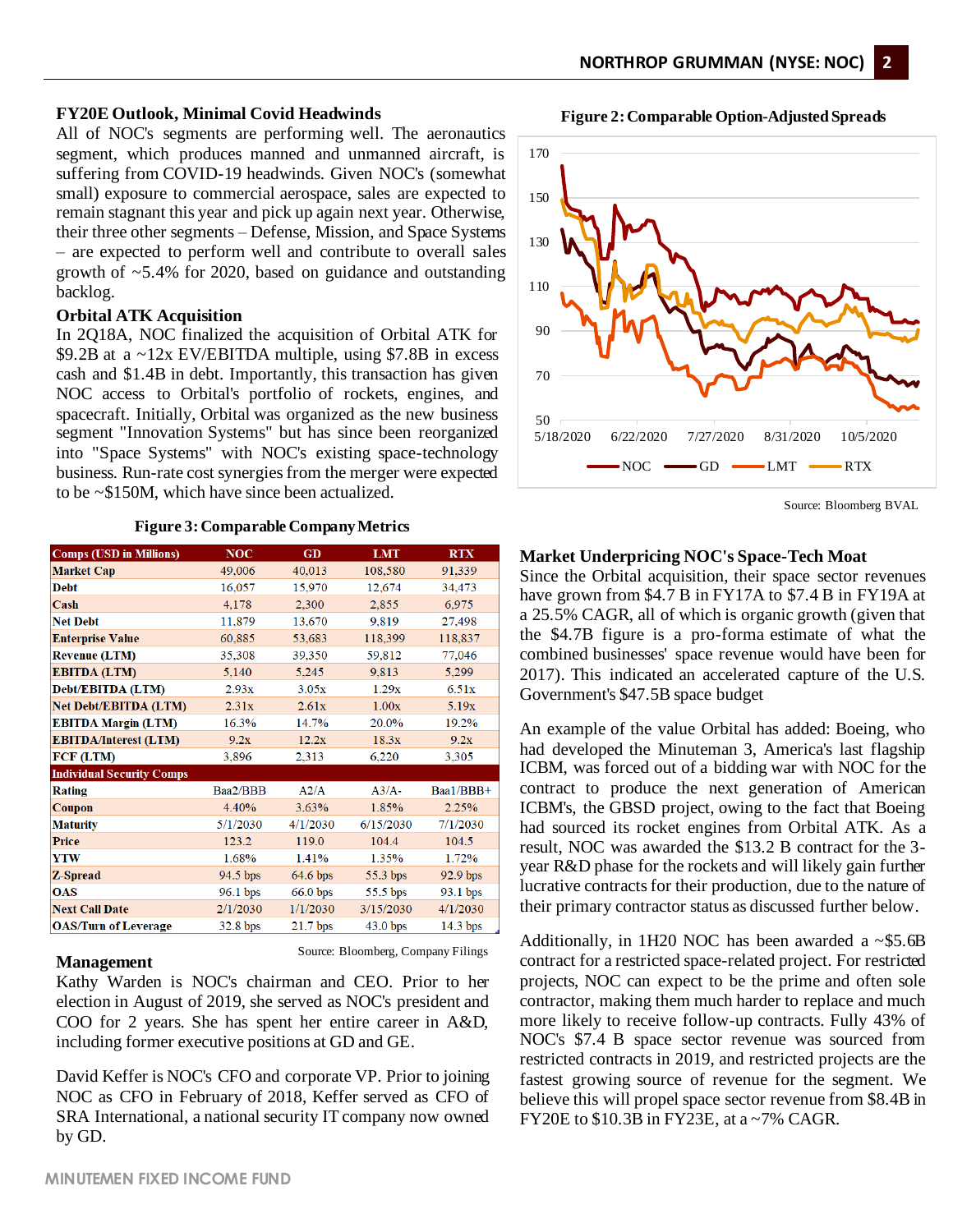## FY20E Outlook, Minimal Covid Headwinds

All of NOC's segments are performing well. The aeronautics segment, which produces manned and unmanned aircraft, is suffering from COVID-19 headwinds. Given NOC's (somewhat small) exposure to commercial aerospace, sales are expected to remain stagnant this year and pick up again next year. Otherwise, their three other segments – Defense, Mission, and Space Systems – are expected to perform well and contribute to overall sales growth of ~5.4% for 2020, based on guidance and outstanding backlog.

## Orbital ATK Acquisition

In 2Q18A, NOC finalized the acquisition of Orbital ATK for $9.2B at a ~12x EV/EBITDA multiple, using $7.8B in excess cash and $1.4B in debt. Importantly, this transaction has given NOC access to Orbital's portfolio of rockets, engines, and spacecraft. Initially, Orbital was organized as the new business segment "Innovation Systems" but has since been reorganized into "Space Systems" with NOC's existing space-technology business. Run-rate cost synergies from the merger were expected to be ~$150M, which have since been actualized.

**Figure 3: Comparable Company Metrics**

| Comps (USD in Millions) | NOC | GD | LMT | RTX |
|---|---|---|---|---|
| Market Cap | 49,006 | 40,013 | 108,580 | 91,339 |
| Debt | 16,057 | 15,970 | 12,674 | 34,473 |
| Cash | 4,178 | 2,300 | 2,855 | 6,975 |
| Net Debt | 11,879 | 13,670 | 9,819 | 27,498 |
| Enterprise Value | 60,885 | 53,683 | 118,399 | 118,837 |
| Revenue (LTM) | 35,308 | 39,350 | 59,812 | 77,046 |
| EBITDA (LTM) | 5,140 | 5,245 | 9,813 | 5,299 |
| Debt/EBITDA (LTM) | 2.93x | 3.05x | 1.29x | 6.51x |
| Net Debt/EBITDA (LTM) | 2.31x | 2.61x | 1.00x | 5.19x |
| EBITDA Margin (LTM) | 16.3% | 14.7% | 20.0% | 19.2% |
| EBITDA/Interest (LTM) | 9.2x | 12.2x | 18.3x | 9.2x |
| FCF (LTM) | 3,896 | 2,313 | 6,220 | 3,305 |
| **Individual Security Comps** | | | | |
| Rating | Baa2/BBB | A2/A | A3/A- | Baa1/BBB+ |
| Coupon | 4.40% | 3.63% | 1.85% | 2.25% |
| Maturity | 5/1/2030 | 4/1/2030 | 6/15/2030 | 7/1/2030 |
| Price | 123.2 | 119.0 | 104.4 | 104.5 |
| YTW | 1.68% | 1.41% | 1.35% | 1.72% |
| Z-Spread | 94.5 bps | 64.6 bps | 55.3 bps | 92.9 bps |
| OAS | 96.1 bps | 66.0 bps | 55.5 bps | 93.1 bps |
| Next Call Date | 2/1/2030 | 1/1/2030 | 3/15/2030 | 4/1/2030 |
| OAS/Turn of Leverage | 32.8 bps | 21.7 bps | 43.0 bps | 14.3 bps |

Source: Bloomberg, Company Filings

## Management

Kathy Warden is NOC's chairman and CEO. Prior to her election in August of 2019, she served as NOC's president and COO for 2 years. She has spent her entire career in A&D, including former executive positions at GD and GE.

David Keffer is NOC's CFO and corporate VP. Prior to joining NOC as CFO in February of 2018, Keffer served as CFO of SRA International, a national security IT company now owned by GD.

**Figure 2: Comparable Option-Adjusted Spreads**

Source: Bloomberg BVAL

## Market Underpricing NOC's Space-Tech Moat

Since the Orbital acquisition, their space sector revenues have grown from $4.7 B in FY17A to $7.4 B in FY19A at a 25.5% CAGR, all of which is organic growth (given that the $4.7B figure is a pro-forma estimate of what the combined businesses' space revenue would have been for 2017). This indicated an accelerated capture of the U.S. Government's $47.5B space budget

An example of the value Orbital has added: Boeing, who had developed the Minuteman 3, America's last flagship ICBM, was forced out of a bidding war with NOC for the contract to produce the next generation of American ICBM's, the GBSD project, owing to the fact that Boeing had sourced its rocket engines from Orbital ATK. As a result, NOC was awarded the $13.2 B contract for the 3-year R&D phase for the rockets and will likely gain further lucrative contracts for their production, due to the nature of their primary contractor status as discussed further below.

Additionally, in 1H20 NOC has been awarded a ~$5.6B contract for a restricted space-related project. For restricted projects, NOC can expect to be the prime and often sole contractor, making them much harder to replace and much more likely to receive follow-up contracts. Fully 43% of NOC's $7.4 B space sector revenue was sourced from restricted contracts in 2019, and restricted projects are the fastest growing source of revenue for the segment. We believe this will propel space sector revenue from $8.4B in FY20E to $10.3B in FY23E, at a ~7% CAGR.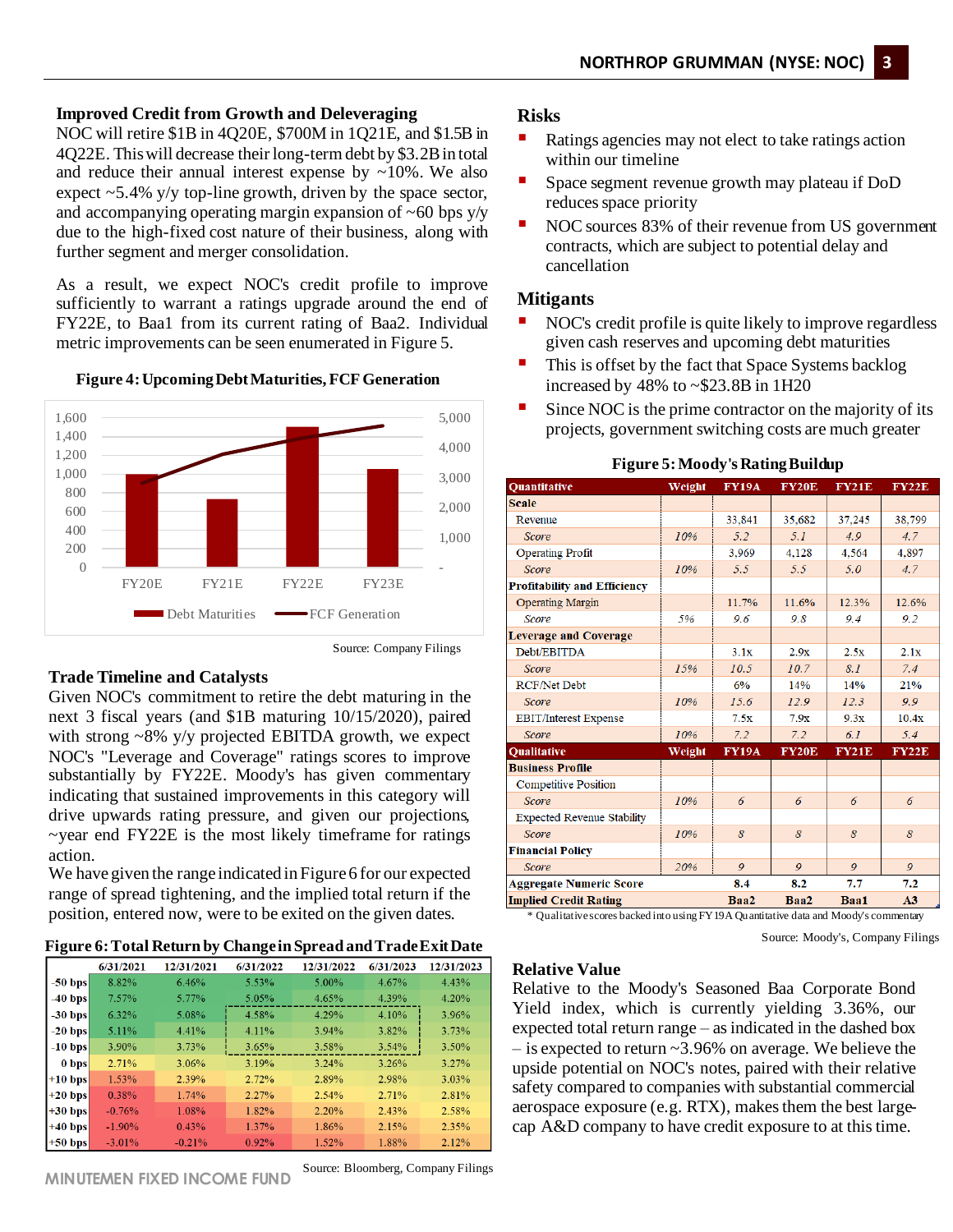## Improved Credit from Growth and Deleveraging

NOC will retire $1B in 4Q20E, $700M in 1Q21E, and $1.5B in 4Q22E. This will decrease their long-term debt by $3.2B in total and reduce their annual interest expense by ~10%. We also expect ~5.4% y/y top-line growth, driven by the space sector, and accompanying operating margin expansion of ~60 bps y/y due to the high-fixed cost nature of their business, along with further segment and merger consolidation.

As a result, we expect NOC's credit profile to improve sufficiently to warrant a ratings upgrade around the end of FY22E, to Baa1 from its current rating of Baa2. Individual metric improvements can be seen enumerated in Figure 5.

**Figure 4: Upcoming Debt Maturities, FCF Generation**

| | Debt Maturities | FCF Generation |
|---|---|---|
| FY20E | ~1,000 | ~2,900 |
| FY21E | ~740 | ~3,800 |
| FY22E | ~1,500 | ~4,300 |
| FY23E | ~1,050 | ~4,700 |

Source: Company Filings

## Trade Timeline and Catalysts

Given NOC's commitment to retire the debt maturing in the next 3 fiscal years (and $1B maturing 10/15/2020), paired with strong ~8% y/y projected EBITDA growth, we expect NOC's "Leverage and Coverage" ratings scores to improve substantially by FY22E. Moody's has given commentary indicating that sustained improvements in this category will drive upwards rating pressure, and given our projections, ~year end FY22E is the most likely timeframe for ratings action.

We have given the range indicated in Figure 6 for our expected range of spread tightening, and the implied total return if the position, entered now, were to be exited on the given dates.

**Figure 6: Total Return by Change in Spread and Trade Exit Date**

| | 6/31/2021 | 12/31/2021 | 6/31/2022 | 12/31/2022 | 6/31/2023 | 12/31/2023 |
|---|---|---|---|---|---|---|
| -50 bps | 8.82% | 6.46% | 5.53% | 5.00% | 4.67% | 4.43% |
| -40 bps | 7.57% | 5.77% | 5.05% | 4.65% | 4.39% | 4.20% |
| -30 bps | 6.32% | 5.08% | 4.58% | 4.29% | 4.10% | 3.96% |
| -20 bps | 5.11% | 4.41% | 4.11% | 3.94% | 3.82% | 3.73% |
| -10 bps | 3.90% | 3.73% | 3.65% | 3.58% | 3.54% | 3.50% |
| 0 bps | 2.71% | 3.06% | 3.19% | 3.24% | 3.26% | 3.27% |
| +10 bps | 1.53% | 2.39% | 2.72% | 2.89% | 2.98% | 3.03% |
| +20 bps | 0.38% | 1.74% | 2.27% | 2.54% | 2.71% | 2.81% |
| +30 bps | -0.76% | 1.08% | 1.82% | 2.20% | 2.43% | 2.58% |
| +40 bps | -1.90% | 0.43% | 1.37% | 1.86% | 2.15% | 2.35% |
| +50 bps | -3.01% | -0.21% | 0.92% | 1.52% | 1.88% | 2.12% |

Source: Bloomberg, Company Filings

## Risks

- Ratings agencies may not elect to take ratings action within our timeline
- Space segment revenue growth may plateau if DoD reduces space priority
- NOC sources 83% of their revenue from US government contracts, which are subject to potential delay and cancellation

## Mitigants

- NOC's credit profile is quite likely to improve regardless given cash reserves and upcoming debt maturities
- This is offset by the fact that Space Systems backlog increased by 48% to ~$23.8B in 1H20
- Since NOC is the prime contractor on the majority of its projects, government switching costs are much greater

**Figure 5: Moody's Rating Buildup**

| Quantitative | Weight | FY19A | FY20E | FY21E | FY22E |
|---|---|---|---|---|---|
| **Scale** | | | | | |
| Revenue | | 33,841 | 35,682 | 37,245 | 38,799 |
| *Score* | *10%* | *5.2* | *5.1* | *4.9* | *4.7* |
| Operating Profit | | 3,969 | 4,128 | 4,564 | 4,897 |
| *Score* | *10%* | *5.5* | *5.5* | *5.0* | *4.7* |
| **Profitability and Efficiency** | | | | | |
| Operating Margin | | 11.7% | 11.6% | 12.3% | 12.6% |
| *Score* | *5%* | *9.6* | *9.8* | *9.4* | *9.2* |
| **Leverage and Coverage** | | | | | |
| Debt/EBITDA | | 3.1x | 2.9x | 2.5x | 2.1x |
| *Score* | *15%* | *10.5* | *10.7* | *8.1* | *7.4* |
| RCF/Net Debt | | 6% | 14% | 14% | 21% |
| *Score* | *10%* | *15.6* | *12.9* | *12.3* | *9.9* |
| EBIT/Interest Expense | | 7.5x | 7.9x | 9.3x | 10.4x |
| *Score* | *10%* | *7.2* | *7.2* | *6.1* | *5.4* |
| **Qualitative** | **Weight** | **FY19A** | **FY20E** | **FY21E** | **FY22E** |
| **Business Profile** | | | | | |
| Competitive Position | | | | | |
| *Score* | *10%* | *6* | *6* | *6* | *6* |
| Expected Revenue Stability | | | | | |
| *Score* | *10%* | *8* | *8* | *8* | *8* |
| **Financial Policy** | | | | | |
| *Score* | *20%* | *9* | *9* | *9* | *9* |
| **Aggregate Numeric Score** | | **8.4** | **8.2** | **7.7** | **7.2** |
| **Implied Credit Rating** | | **Baa2** | **Baa2** | **Baa1** | **A3** |

\* Qualitative scores backed into using FY19A Quantitative data and Moody's commentary

Source: Moody's, Company Filings

## Relative Value

Relative to the Moody's Seasoned Baa Corporate Bond Yield index, which is currently yielding 3.36%, our expected total return range – as indicated in the dashed box – is expected to return ~3.96% on average. We believe the upside potential on NOC's notes, paired with their relative safety compared to companies with substantial commercial aerospace exposure (e.g. RTX), makes them the best large-cap A&D company to have credit exposure to at this time.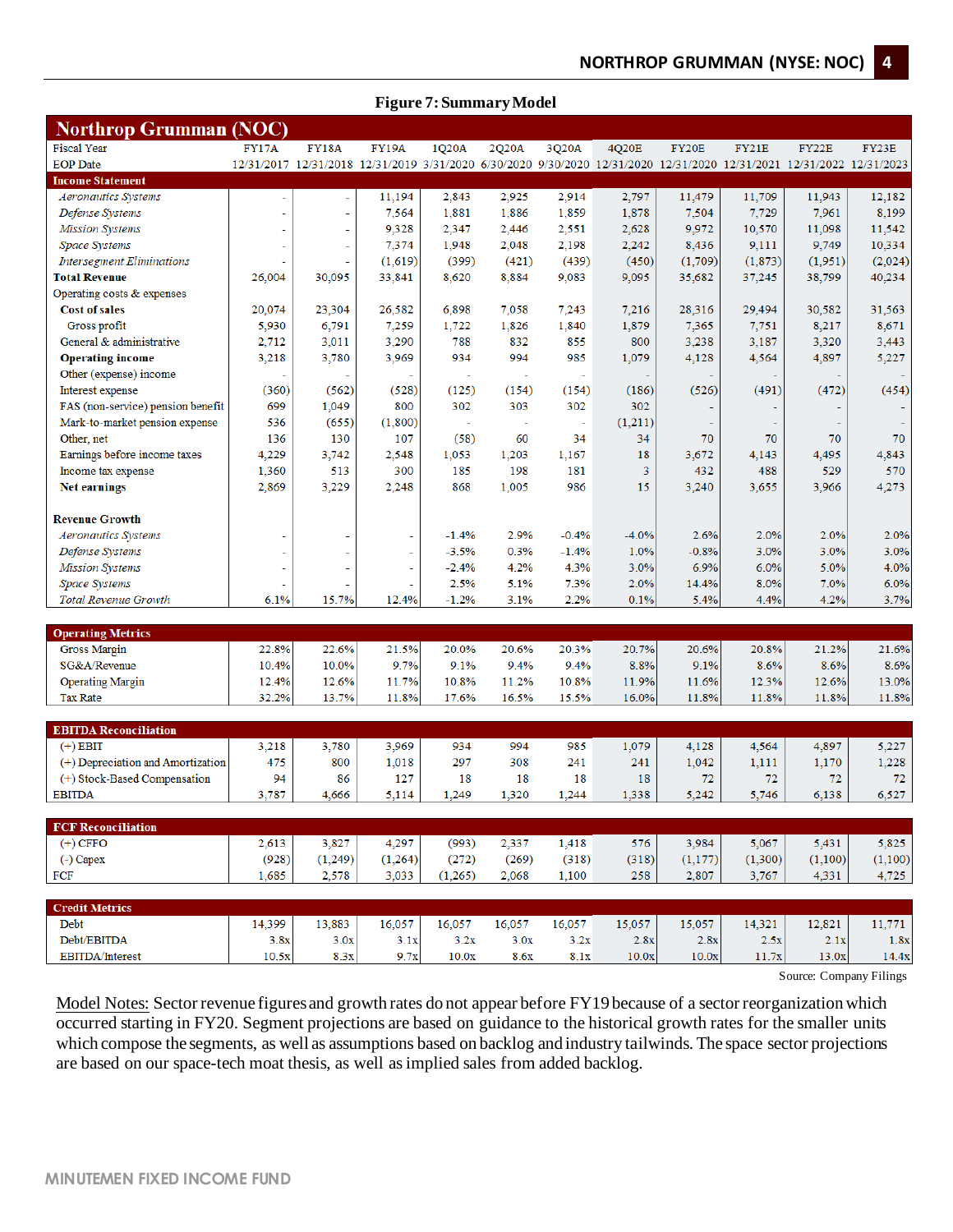**Figure 7: Summary Model**

| Northrop Grumman (NOC) | | | | | | | | | | | |
|---|---|---|---|---|---|---|---|---|---|---|---|
| Fiscal Year | FY17A | FY18A | FY19A | 1Q20A | 2Q20A | 3Q20A | 4Q20E | FY20E | FY21E | FY22E | FY23E |
| EOP Date | 12/31/2017 | 12/31/2018 | 12/31/2019 | 3/31/2020 | 6/30/2020 | 9/30/2020 | 12/31/2020 | 12/31/2020 | 12/31/2021 | 12/31/2022 | 12/31/2023 |
| **Income Statement** | | | | | | | | | | | |
| *Aeronautics Systems* | - | - | 11,194 | 2,843 | 2,925 | 2,914 | 2,797 | 11,479 | 11,709 | 11,943 | 12,182 |
| *Defense Systems* | - | - | 7,564 | 1,881 | 1,886 | 1,859 | 1,878 | 7,504 | 7,729 | 7,961 | 8,199 |
| *Mission Systems* | - | - | 9,328 | 2,347 | 2,446 | 2,551 | 2,628 | 9,972 | 10,570 | 11,098 | 11,542 |
| *Space Systems* | - | - | 7,374 | 1,948 | 2,048 | 2,198 | 2,242 | 8,436 | 9,111 | 9,749 | 10,334 |
| *Intersegment Eliminations* | - | - | (1,619) | (399) | (421) | (439) | (450) | (1,709) | (1,873) | (1,951) | (2,024) |
| **Total Revenue** | 26,004 | 30,095 | 33,841 | 8,620 | 8,884 | 9,083 | 9,095 | 35,682 | 37,245 | 38,799 | 40,234 |
| Operating costs & expenses | | | | | | | | | | | |
| **Cost of sales** | 20,074 | 23,304 | 26,582 | 6,898 | 7,058 | 7,243 | 7,216 | 28,316 | 29,494 | 30,582 | 31,563 |
| Gross profit | 5,930 | 6,791 | 7,259 | 1,722 | 1,826 | 1,840 | 1,879 | 7,365 | 7,751 | 8,217 | 8,671 |
| General & administrative | 2,712 | 3,011 | 3,290 | 788 | 832 | 855 | 800 | 3,238 | 3,187 | 3,320 | 3,443 |
| **Operating income** | 3,218 | 3,780 | 3,969 | 934 | 994 | 985 | 1,079 | 4,128 | 4,564 | 4,897 | 5,227 |
| Other (expense) income | - | - | - | - | - | - | - | - | - | - | - |
| Interest expense | (360) | (562) | (528) | (125) | (154) | (154) | (186) | (526) | (491) | (472) | (454) |
| FAS (non-service) pension benefit | 699 | 1,049 | 800 | 302 | 303 | 302 | 302 | - | - | - | - |
| Mark-to-market pension expense | 536 | (655) | (1,800) | - | - | - | (1,211) | - | - | - | - |
| Other, net | 136 | 130 | 107 | (58) | 60 | 34 | 34 | 70 | 70 | 70 | 70 |
| Earnings before income taxes | 4,229 | 3,742 | 2,548 | 1,053 | 1,203 | 1,167 | 18 | 3,672 | 4,143 | 4,495 | 4,843 |
| Income tax expense | 1,360 | 513 | 300 | 185 | 198 | 181 | 3 | 432 | 488 | 529 | 570 |
| **Net earnings** | 2,869 | 3,229 | 2,248 | 868 | 1,005 | 986 | 15 | 3,240 | 3,655 | 3,966 | 4,273 |
| | | | | | | | | | | | |
| **Revenue Growth** | | | | | | | | | | | |
| *Aeronautics Systems* | - | - | - | -1.4% | 2.9% | -0.4% | -4.0% | 2.6% | 2.0% | 2.0% | 2.0% |
| *Defense Systems* | - | - | - | -3.5% | 0.3% | -1.4% | 1.0% | -0.8% | 3.0% | 3.0% | 3.0% |
| *Mission Systems* | - | - | - | -2.4% | 4.2% | 4.3% | 3.0% | 6.9% | 6.0% | 5.0% | 4.0% |
| *Space Systems* | - | - | - | 2.5% | 5.1% | 7.3% | 2.0% | 14.4% | 8.0% | 7.0% | 6.0% |
| *Total Revenue Growth* | 6.1% | 15.7% | 12.4% | -1.2% | 3.1% | 2.2% | 0.1% | 5.4% | 4.4% | 4.2% | 3.7% |
| | | | | | | | | | | | |
| **Operating Metrics** | | | | | | | | | | | |
| Gross Margin | 22.8% | 22.6% | 21.5% | 20.0% | 20.6% | 20.3% | 20.7% | 20.6% | 20.8% | 21.2% | 21.6% |
| SG&A/Revenue | 10.4% | 10.0% | 9.7% | 9.1% | 9.4% | 9.4% | 8.8% | 9.1% | 8.6% | 8.6% | 8.6% |
| Operating Margin | 12.4% | 12.6% | 11.7% | 10.8% | 11.2% | 10.8% | 11.9% | 11.6% | 12.3% | 12.6% | 13.0% |
| Tax Rate | 32.2% | 13.7% | 11.8% | 17.6% | 16.5% | 15.5% | 16.0% | 11.8% | 11.8% | 11.8% | 11.8% |
| | | | | | | | | | | | |
| **EBITDA Reconciliation** | | | | | | | | | | | |
| (+) EBIT | 3,218 | 3,780 | 3,969 | 934 | 994 | 985 | 1,079 | 4,128 | 4,564 | 4,897 | 5,227 |
| (+) Depreciation and Amortization | 475 | 800 | 1,018 | 297 | 308 | 241 | 241 | 1,042 | 1,111 | 1,170 | 1,228 |
| (+) Stock-Based Compensation | 94 | 86 | 127 | 18 | 18 | 18 | 18 | 72 | 72 | 72 | 72 |
| EBITDA | 3,787 | 4,666 | 5,114 | 1,249 | 1,320 | 1,244 | 1,338 | 5,242 | 5,746 | 6,138 | 6,527 |
| | | | | | | | | | | | |
| **FCF Reconciliation** | | | | | | | | | | | |
| (+) CFFO | 2,613 | 3,827 | 4,297 | (993) | 2,337 | 1,418 | 576 | 3,984 | 5,067 | 5,431 | 5,825 |
| (-) Capex | (928) | (1,249) | (1,264) | (272) | (269) | (318) | (318) | (1,177) | (1,300) | (1,100) | (1,100) |
| FCF | 1,685 | 2,578 | 3,033 | (1,265) | 2,068 | 1,100 | 258 | 2,807 | 3,767 | 4,331 | 4,725 |
| | | | | | | | | | | | |
| **Credit Metrics** | | | | | | | | | | | |
| Debt | 14,399 | 13,883 | 16,057 | 16,057 | 16,057 | 16,057 | 15,057 | 15,057 | 14,321 | 12,821 | 11,771 |
| Debt/EBITDA | 3.8x | 3.0x | 3.1x | 3.2x | 3.0x | 3.2x | 2.8x | 2.8x | 2.5x | 2.1x | 1.8x |
| EBITDA/Interest | 10.5x | 8.3x | 9.7x | 10.0x | 8.6x | 8.1x | 10.0x | 10.0x | 11.7x | 13.0x | 14.4x |

Source: Company Filings

Model Notes: Sector revenue figures and growth rates do not appear before FY19 because of a sector reorganization which occurred starting in FY20. Segment projections are based on guidance to the historical growth rates for the smaller units which compose the segments, as well as assumptions based on backlog and industry tailwinds. The space sector projections are based on our space-tech moat thesis, as well as implied sales from added backlog.